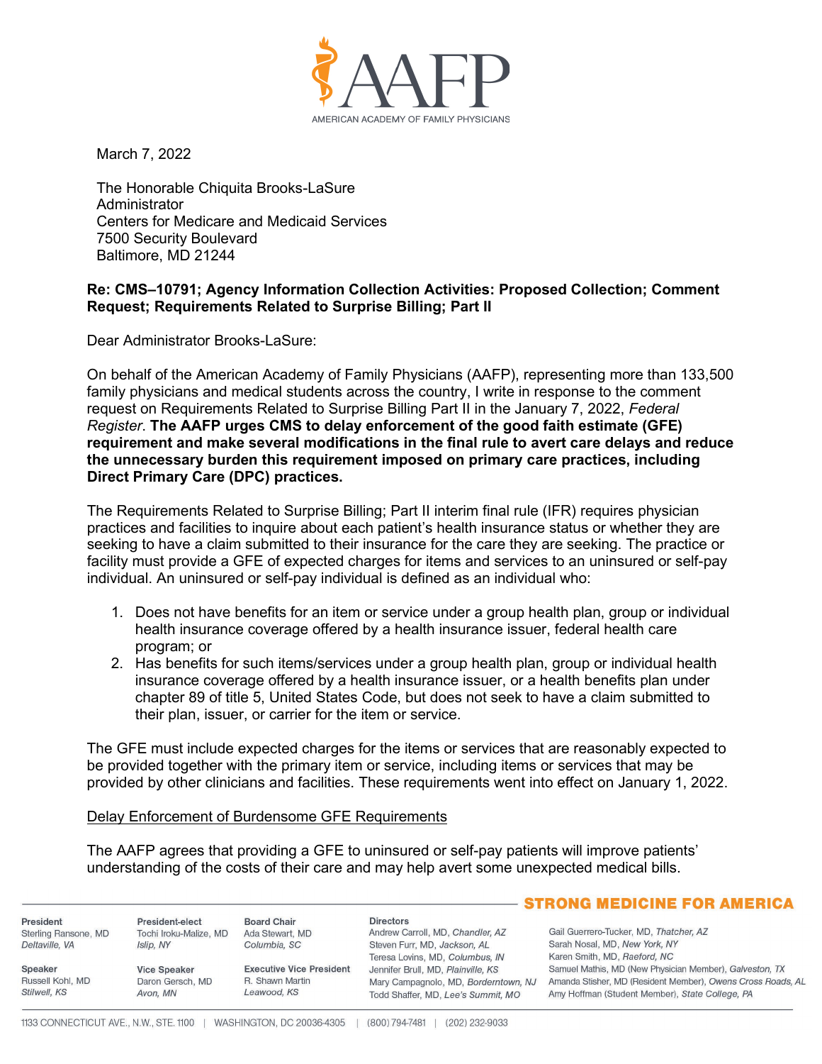AMERICAN ACADEMY OF FAMILY PHYSICIANS

March 7, 2022

The Honorable Chiquita Brooks-LaSure
Administrator
Centers for Medicare and Medicaid Services
7500 Security Boulevard
Baltimore, MD 21244

**Re: CMS–10791; Agency Information Collection Activities: Proposed Collection; Comment Request; Requirements Related to Surprise Billing; Part II**

Dear Administrator Brooks-LaSure:

On behalf of the American Academy of Family Physicians (AAFP), representing more than 133,500 family physicians and medical students across the country, I write in response to the comment request on Requirements Related to Surprise Billing Part II in the January 7, 2022, *Federal Register*. **The AAFP urges CMS to delay enforcement of the good faith estimate (GFE) requirement and make several modifications in the final rule to avert care delays and reduce the unnecessary burden this requirement imposed on primary care practices, including Direct Primary Care (DPC) practices.**

The Requirements Related to Surprise Billing; Part II interim final rule (IFR) requires physician practices and facilities to inquire about each patient's health insurance status or whether they are seeking to have a claim submitted to their insurance for the care they are seeking. The practice or facility must provide a GFE of expected charges for items and services to an uninsured or self-pay individual. An uninsured or self-pay individual is defined as an individual who:

1. Does not have benefits for an item or service under a group health plan, group or individual health insurance coverage offered by a health insurance issuer, federal health care program; or
2. Has benefits for such items/services under a group health plan, group or individual health insurance coverage offered by a health insurance issuer, or a health benefits plan under chapter 89 of title 5, United States Code, but does not seek to have a claim submitted to their plan, issuer, or carrier for the item or service.

The GFE must include expected charges for the items or services that are reasonably expected to be provided together with the primary item or service, including items or services that may be provided by other clinicians and facilities. These requirements went into effect on January 1, 2022.

<u>Delay Enforcement of Burdensome GFE Requirements</u>

The AAFP agrees that providing a GFE to uninsured or self-pay patients will improve patients' understanding of the costs of their care and may help avert some unexpected medical bills.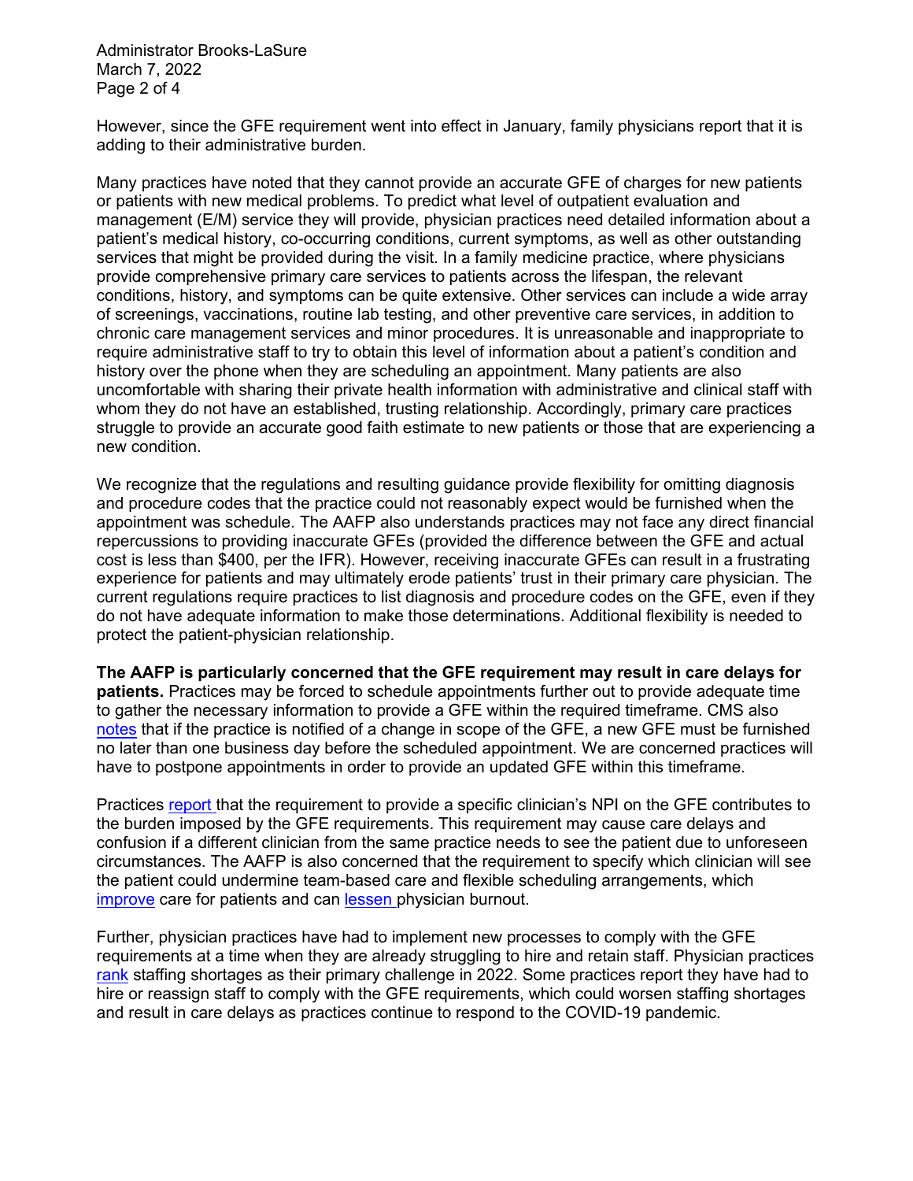However, since the GFE requirement went into effect in January, family physicians report that it is adding to their administrative burden.

Many practices have noted that they cannot provide an accurate GFE of charges for new patients or patients with new medical problems. To predict what level of outpatient evaluation and management (E/M) service they will provide, physician practices need detailed information about a patient's medical history, co-occurring conditions, current symptoms, as well as other outstanding services that might be provided during the visit. In a family medicine practice, where physicians provide comprehensive primary care services to patients across the lifespan, the relevant conditions, history, and symptoms can be quite extensive. Other services can include a wide array of screenings, vaccinations, routine lab testing, and other preventive care services, in addition to chronic care management services and minor procedures. It is unreasonable and inappropriate to require administrative staff to try to obtain this level of information about a patient's condition and history over the phone when they are scheduling an appointment. Many patients are also uncomfortable with sharing their private health information with administrative and clinical staff with whom they do not have an established, trusting relationship. Accordingly, primary care practices struggle to provide an accurate good faith estimate to new patients or those that are experiencing a new condition.

We recognize that the regulations and resulting guidance provide flexibility for omitting diagnosis and procedure codes that the practice could not reasonably expect would be furnished when the appointment was schedule. The AAFP also understands practices may not face any direct financial repercussions to providing inaccurate GFEs (provided the difference between the GFE and actual cost is less than $400, per the IFR). However, receiving inaccurate GFEs can result in a frustrating experience for patients and may ultimately erode patients' trust in their primary care physician. The current regulations require practices to list diagnosis and procedure codes on the GFE, even if they do not have adequate information to make those determinations. Additional flexibility is needed to protect the patient-physician relationship.

**The AAFP is particularly concerned that the GFE requirement may result in care delays for patients.** Practices may be forced to schedule appointments further out to provide adequate time to gather the necessary information to provide a GFE within the required timeframe. CMS also notes that if the practice is notified of a change in scope of the GFE, a new GFE must be furnished no later than one business day before the scheduled appointment. We are concerned practices will have to postpone appointments in order to provide an updated GFE within this timeframe.

Practices report that the requirement to provide a specific clinician's NPI on the GFE contributes to the burden imposed by the GFE requirements. This requirement may cause care delays and confusion if a different clinician from the same practice needs to see the patient due to unforeseen circumstances. The AAFP is also concerned that the requirement to specify which clinician will see the patient could undermine team-based care and flexible scheduling arrangements, which improve care for patients and can lessen physician burnout.

Further, physician practices have had to implement new processes to comply with the GFE requirements at a time when they are already struggling to hire and retain staff. Physician practices rank staffing shortages as their primary challenge in 2022. Some practices report they have had to hire or reassign staff to comply with the GFE requirements, which could worsen staffing shortages and result in care delays as practices continue to respond to the COVID-19 pandemic.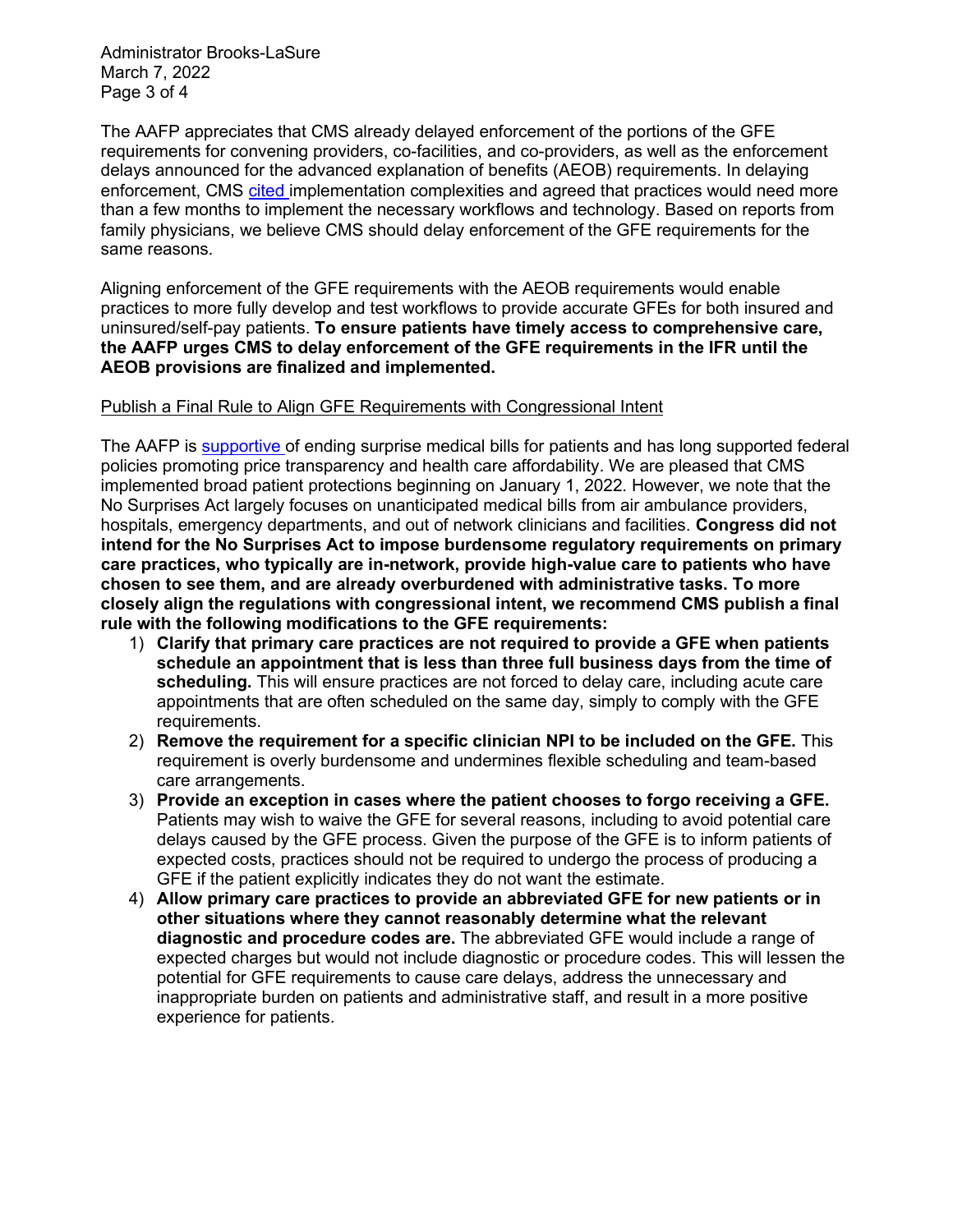The AAFP appreciates that CMS already delayed enforcement of the portions of the GFE requirements for convening providers, co-facilities, and co-providers, as well as the enforcement delays announced for the advanced explanation of benefits (AEOB) requirements. In delaying enforcement, CMS cited implementation complexities and agreed that practices would need more than a few months to implement the necessary workflows and technology. Based on reports from family physicians, we believe CMS should delay enforcement of the GFE requirements for the same reasons.

Aligning enforcement of the GFE requirements with the AEOB requirements would enable practices to more fully develop and test workflows to provide accurate GFEs for both insured and uninsured/self-pay patients. **To ensure patients have timely access to comprehensive care, the AAFP urges CMS to delay enforcement of the GFE requirements in the IFR until the AEOB provisions are finalized and implemented.**

<u>Publish a Final Rule to Align GFE Requirements with Congressional Intent</u>

The AAFP is supportive of ending surprise medical bills for patients and has long supported federal policies promoting price transparency and health care affordability. We are pleased that CMS implemented broad patient protections beginning on January 1, 2022. However, we note that the No Surprises Act largely focuses on unanticipated medical bills from air ambulance providers, hospitals, emergency departments, and out of network clinicians and facilities. **Congress did not intend for the No Surprises Act to impose burdensome regulatory requirements on primary care practices, who typically are in-network, provide high-value care to patients who have chosen to see them, and are already overburdened with administrative tasks. To more closely align the regulations with congressional intent, we recommend CMS publish a final rule with the following modifications to the GFE requirements:**

1) **Clarify that primary care practices are not required to provide a GFE when patients schedule an appointment that is less than three full business days from the time of scheduling.** This will ensure practices are not forced to delay care, including acute care appointments that are often scheduled on the same day, simply to comply with the GFE requirements.
2) **Remove the requirement for a specific clinician NPI to be included on the GFE.** This requirement is overly burdensome and undermines flexible scheduling and team-based care arrangements.
3) **Provide an exception in cases where the patient chooses to forgo receiving a GFE.** Patients may wish to waive the GFE for several reasons, including to avoid potential care delays caused by the GFE process. Given the purpose of the GFE is to inform patients of expected costs, practices should not be required to undergo the process of producing a GFE if the patient explicitly indicates they do not want the estimate.
4) **Allow primary care practices to provide an abbreviated GFE for new patients or in other situations where they cannot reasonably determine what the relevant diagnostic and procedure codes are.** The abbreviated GFE would include a range of expected charges but would not include diagnostic or procedure codes. This will lessen the potential for GFE requirements to cause care delays, address the unnecessary and inappropriate burden on patients and administrative staff, and result in a more positive experience for patients.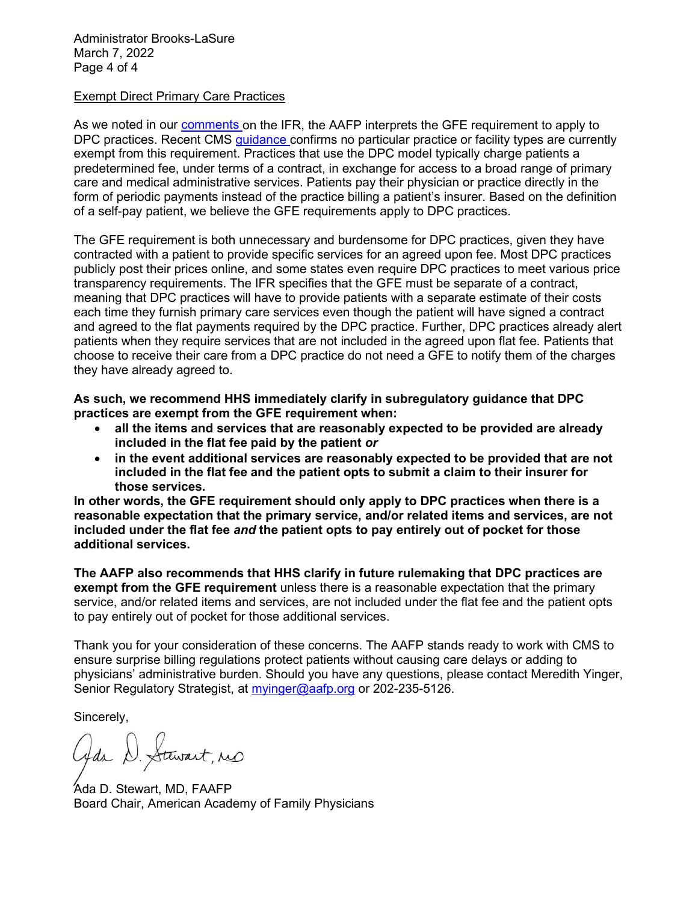Exempt Direct Primary Care Practices

As we noted in our comments on the IFR, the AAFP interprets the GFE requirement to apply to DPC practices. Recent CMS guidance confirms no particular practice or facility types are currently exempt from this requirement. Practices that use the DPC model typically charge patients a predetermined fee, under terms of a contract, in exchange for access to a broad range of primary care and medical administrative services. Patients pay their physician or practice directly in the form of periodic payments instead of the practice billing a patient's insurer. Based on the definition of a self-pay patient, we believe the GFE requirements apply to DPC practices.

The GFE requirement is both unnecessary and burdensome for DPC practices, given they have contracted with a patient to provide specific services for an agreed upon fee. Most DPC practices publicly post their prices online, and some states even require DPC practices to meet various price transparency requirements. The IFR specifies that the GFE must be separate of a contract, meaning that DPC practices will have to provide patients with a separate estimate of their costs each time they furnish primary care services even though the patient will have signed a contract and agreed to the flat payments required by the DPC practice. Further, DPC practices already alert patients when they require services that are not included in the agreed upon flat fee. Patients that choose to receive their care from a DPC practice do not need a GFE to notify them of the charges they have already agreed to.

**As such, we recommend HHS immediately clarify in subregulatory guidance that DPC practices are exempt from the GFE requirement when:**

- **all the items and services that are reasonably expected to be provided are already included in the flat fee paid by the patient *or***
- **in the event additional services are reasonably expected to be provided that are not included in the flat fee and the patient opts to submit a claim to their insurer for those services.**

**In other words, the GFE requirement should only apply to DPC practices when there is a reasonable expectation that the primary service, and/or related items and services, are not included under the flat fee *and* the patient opts to pay entirely out of pocket for those additional services.**

**The AAFP also recommends that HHS clarify in future rulemaking that DPC practices are exempt from the GFE requirement** unless there is a reasonable expectation that the primary service, and/or related items and services, are not included under the flat fee and the patient opts to pay entirely out of pocket for those additional services.

Thank you for your consideration of these concerns. The AAFP stands ready to work with CMS to ensure surprise billing regulations protect patients without causing care delays or adding to physicians' administrative burden. Should you have any questions, please contact Meredith Yinger, Senior Regulatory Strategist, at myinger@aafp.org or 202-235-5126.

Sincerely,

Ada D. Stewart, MD

Ada D. Stewart, MD, FAAFP
Board Chair, American Academy of Family Physicians